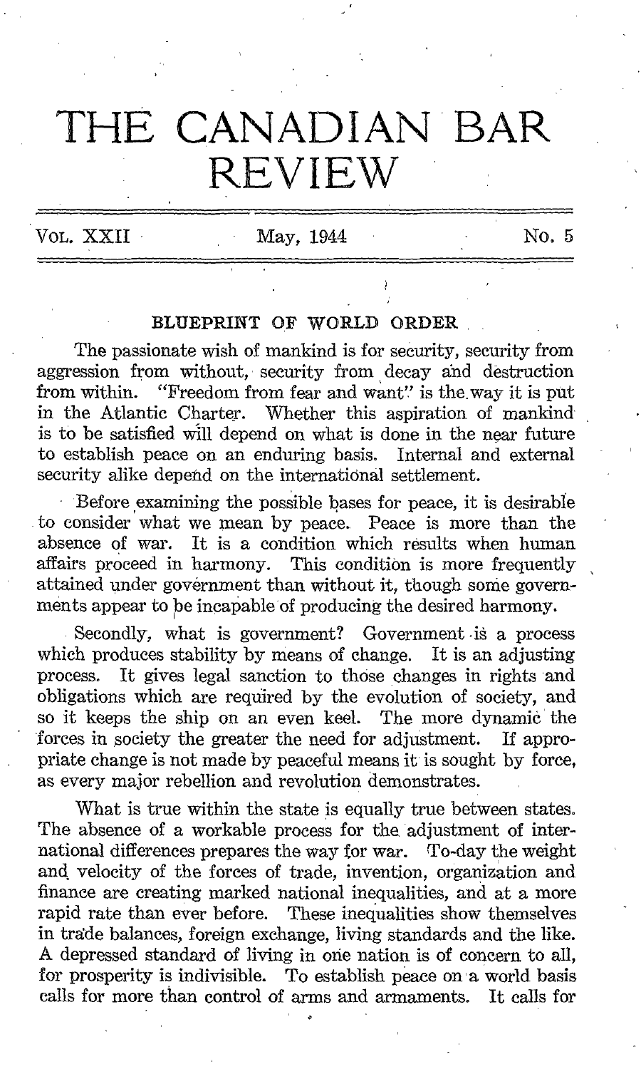# THE CANADIAN BAR REVIEW

Vol. XXII May, 1944 No. 5

## BLUEPRINT OF WORLD ORDER

The passionate wish of mankind is for security, security from aggression from without, security from decay and destruction from within. "Freedom from fear and want" is the way it is put in the Atlantic Charter. Whether this aspiration of mankind is to be satisfied will depend on what is done in the near future to establish peace on an enduring basis. Internal and external security alike depend on the international settlement.

Before examining the possible bases for peace, it is desirable to consider what we mean by peace. Peace is more than the absence of war. It is a condition which results when human affairs proceed in harmony. This condition is more frequently attained under government than without it, though some governments appear to be incapable of producing the desired harmony.

Secondly, what is government? Government is a process which produces stability by means of change. It is an adjusting process. It gives legal sanction to those changes in rights and obligations which are required by the evolution of society, and so it keeps the ship on an even keel. The more dynamic the forces in society the greater the need for adjustment. If appropriate change is not made by peaceful means it is sought by force, as every major rebellion and revolution demonstrates.

What is true within the state is equally true between states. The absence of a workable process for the adjustment of international differences prepares the way for war. To-day the weight and velocity of the forces of trade, invention, organization and finance are creating marked national inequalities, and at a more rapid rate than ever before. These inequalities show themselves in trade balances, foreign exchange, living standards and the like. A depressed standard of living in one nation is of concern to all, for prosperity is indivisible. To establish peace on a world basis calls for more than control of arms and armaments. It calls for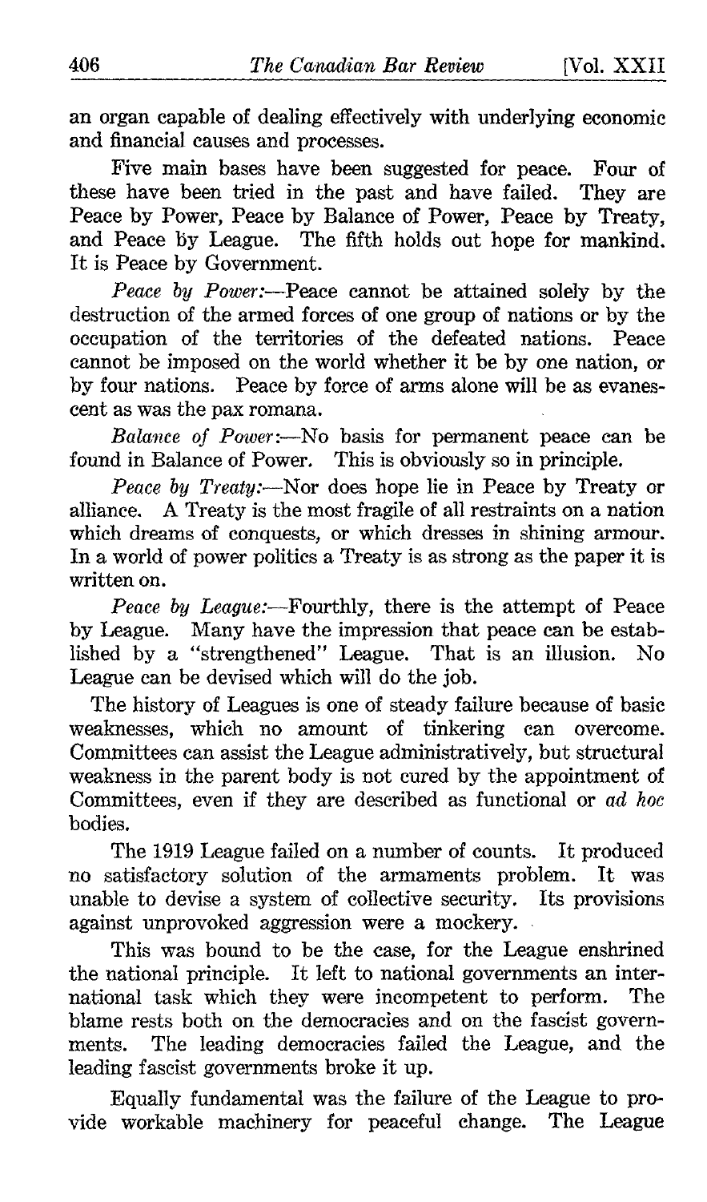an organ capable of dealing effectively with underlying economic and financial causes and processes.

Five main bases have been suggested for peace. Four of these have been tried in the past and have failed. They are Peace by Power, Peace by Balance of Power, Peace by Treaty, and Peace by League. The fifth holds out hope for mankind. It is Peace by Government.

*Peace by Power:*—Peace cannot be attained solely by the destruction of the armed forces of one group of nations or by the occupation of the territories of the defeated nations. Peace cannot be imposed on the world whether it be by one nation, or by four nations. Peace by force of arms alone will be as evanescent as was the pax romana.

*Balance of Power:*—No basis for permanent peace can be found in Balance of Power. This is obviously so in principle.

*Peace by Treaty:*—Nor does hope lie in Peace by Treaty or alliance. A Treaty is the most fragile of all restraints on a nation which dreams of conquests, or which dresses in shining armour. In a world of power politics a Treaty is as strong as the paper it is written on.

*Peace by League:*—Fourthly, there is the attempt of Peace by League. Many have the impression that peace can be established by a "strengthened" League. That is an illusion. No League can be devised which will do the job.

The history of Leagues is one of steady failure because of basic weaknesses, which no amount of tinkering can overcome. Committees can assist the League administratively, but structural weakness in the parent body is not cured by the appointment of Committees, even if they are described as functional or *ad hoc* bodies.

The 1919 League failed on a number of counts. It produced no satisfactory solution of the armaments problem. It was unable to devise a system of collective security. Its provisions against unprovoked aggression were a mockery.

This was bound to be the case, for the League enshrined the national principle. It left to national governments an international task which they were incompetent to perform. The blame rests both on the democracies and on the fascist governments. The leading democracies failed the League, and the leading fascist governments broke it up.

Equally fundamental was the failure of the League to provide workable machinery for peaceful change. The League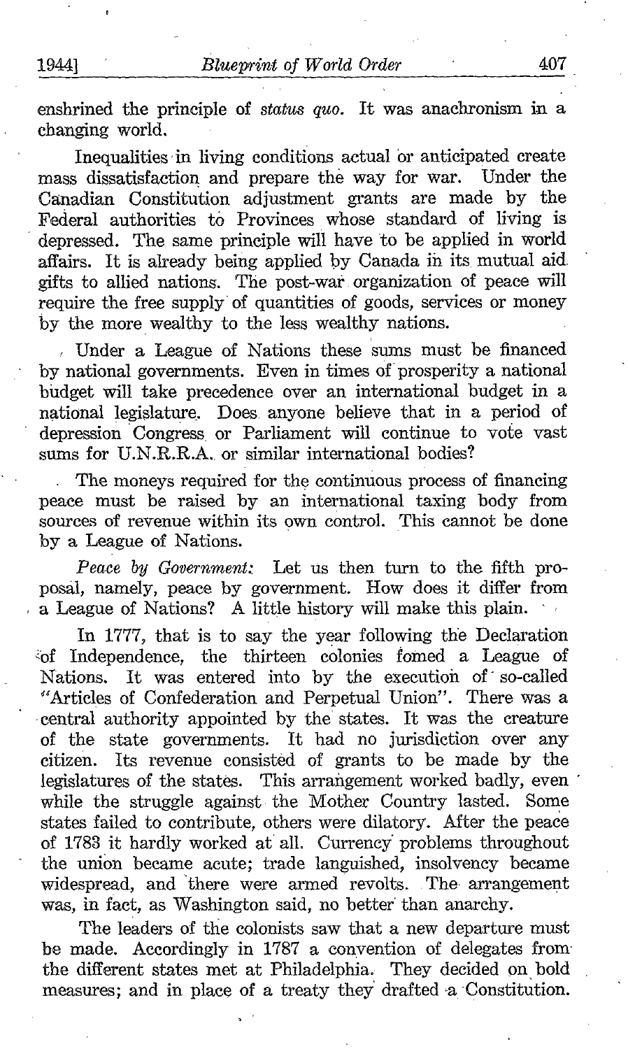enshrined the principle of *status quo*. It was anachronism in a changing world.

Inequalities in living conditions actual or anticipated create mass dissatisfaction and prepare the way for war. Under the Canadian Constitution adjustment grants are made by the Federal authorities to Provinces whose standard of living is depressed. The same principle will have to be applied in world affairs. It is already being applied by Canada in its mutual aid gifts to allied nations. The post-war organization of peace will require the free supply of quantities of goods, services or money by the more wealthy to the less wealthy nations.

Under a League of Nations these sums must be financed by national governments. Even in times of prosperity a national budget will take precedence over an international budget in a national legislature. Does anyone believe that in a period of depression Congress or Parliament will continue to vote vast sums for U.N.R.R.A. or similar international bodies?

The moneys required for the continuous process of financing peace must be raised by an international taxing body from sources of revenue within its own control. This cannot be done by a League of Nations.

*Peace by Government:* Let us then turn to the fifth proposal, namely, peace by government. How does it differ from a League of Nations? A little history will make this plain.

In 1777, that is to say the year following the Declaration of Independence, the thirteen colonies fomed a League of Nations. It was entered into by the execution of so-called "Articles of Confederation and Perpetual Union". There was a central authority appointed by the states. It was the creature of the state governments. It had no jurisdiction over any citizen. Its revenue consisted of grants to be made by the legislatures of the states. This arrangement worked badly, even while the struggle against the Mother Country lasted. Some states failed to contribute, others were dilatory. After the peace of 1783 it hardly worked at all. Currency problems throughout the union became acute; trade languished, insolvency became widespread, and there were armed revolts. The arrangement was, in fact, as Washington said, no better than anarchy.

The leaders of the colonists saw that a new departure must be made. Accordingly in 1787 a convention of delegates from the different states met at Philadelphia. They decided on bold measures; and in place of a treaty they drafted a Constitution.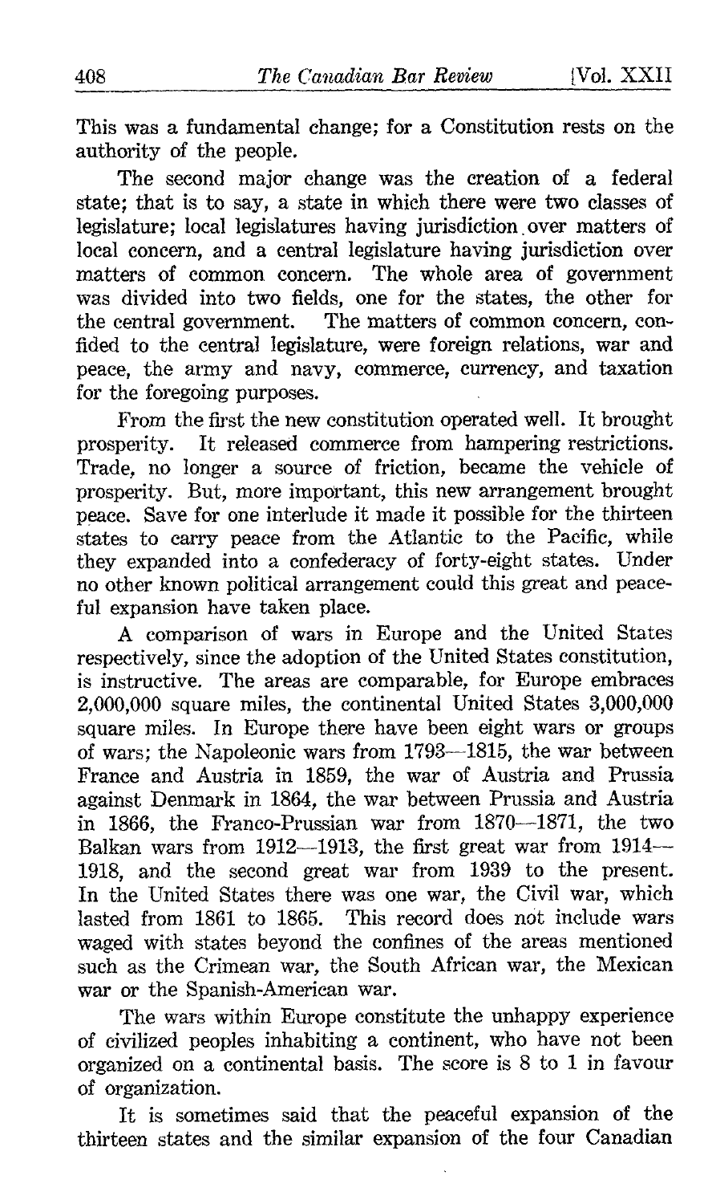This was a fundamental change; for a Constitution rests on the authority of the people.

The second major change was the creation of a federal state; that is to say, a state in which there were two classes of legislature; local legislatures having jurisdiction over matters of local concern, and a central legislature having jurisdiction over matters of common concern. The whole area of government was divided into two fields, one for the states, the other for the central government. The matters of common concern, confided to the central legislature, were foreign relations, war and peace, the army and navy, commerce, currency, and taxation for the foregoing purposes.

From the first the new constitution operated well. It brought prosperity. It released commerce from hampering restrictions. Trade, no longer a source of friction, became the vehicle of prosperity. But, more important, this new arrangement brought peace. Save for one interlude it made it possible for the thirteen states to carry peace from the Atlantic to the Pacific, while they expanded into a confederacy of forty-eight states. Under no other known political arrangement could this great and peaceful expansion have taken place.

A comparison of wars in Europe and the United States respectively, since the adoption of the United States constitution, is instructive. The areas are comparable, for Europe embraces 2,000,000 square miles, the continental United States 3,000,000 square miles. In Europe there have been eight wars or groups of wars; the Napoleonic wars from 1793—1815, the war between France and Austria in 1859, the war of Austria and Prussia against Denmark in 1864, the war between Prussia and Austria in 1866, the Franco-Prussian war from 1870—1871, the two Balkan wars from 1912—1913, the first great war from 1914—1918, and the second great war from 1939 to the present. In the United States there was one war, the Civil war, which lasted from 1861 to 1865. This record does not include wars waged with states beyond the confines of the areas mentioned such as the Crimean war, the South African war, the Mexican war or the Spanish-American war.

The wars within Europe constitute the unhappy experience of civilized peoples inhabiting a continent, who have not been organized on a continental basis. The score is 8 to 1 in favour of organization.

It is sometimes said that the peaceful expansion of the thirteen states and the similar expansion of the four Canadian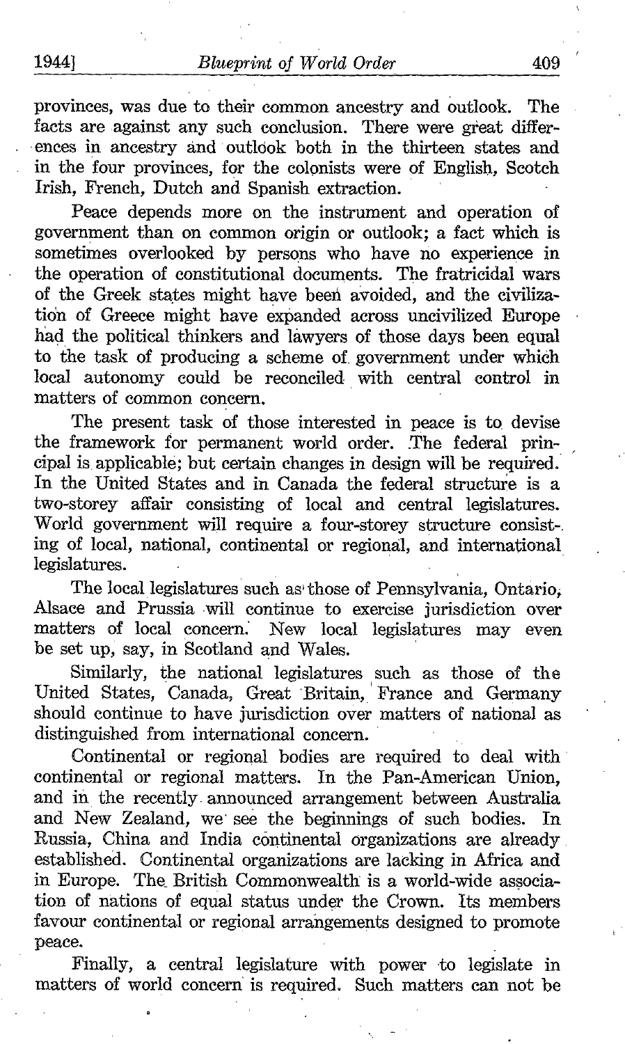provinces, was due to their common ancestry and outlook. The facts are against any such conclusion. There were great differences in ancestry and outlook both in the thirteen states and in the four provinces, for the colonists were of English, Scotch Irish, French, Dutch and Spanish extraction.

Peace depends more on the instrument and operation of government than on common origin or outlook; a fact which is sometimes overlooked by persons who have no experience in the operation of constitutional documents. The fratricidal wars of the Greek states might have been avoided, and the civilization of Greece might have expanded across uncivilized Europe had the political thinkers and lawyers of those days been equal to the task of producing a scheme of government under which local autonomy could be reconciled with central control in matters of common concern.

The present task of those interested in peace is to devise the framework for permanent world order. The federal principal is applicable; but certain changes in design will be required. In the United States and in Canada the federal structure is a two-storey affair consisting of local and central legislatures. World government will require a four-storey structure consisting of local, national, continental or regional, and international legislatures.

The local legislatures such as those of Pennsylvania, Ontario, Alsace and Prussia will continue to exercise jurisdiction over matters of local concern. New local legislatures may even be set up, say, in Scotland and Wales.

Similarly, the national legislatures such as those of the United States, Canada, Great Britain, France and Germany should continue to have jurisdiction over matters of national as distinguished from international concern.

Continental or regional bodies are required to deal with continental or regional matters. In the Pan-American Union, and in the recently announced arrangement between Australia and New Zealand, we see the beginnings of such bodies. In Russia, China and India continental organizations are already established. Continental organizations are lacking in Africa and in Europe. The British Commonwealth is a world-wide association of nations of equal status under the Crown. Its members favour continental or regional arrangements designed to promote peace.

Finally, a central legislature with power to legislate in matters of world concern is required. Such matters can not be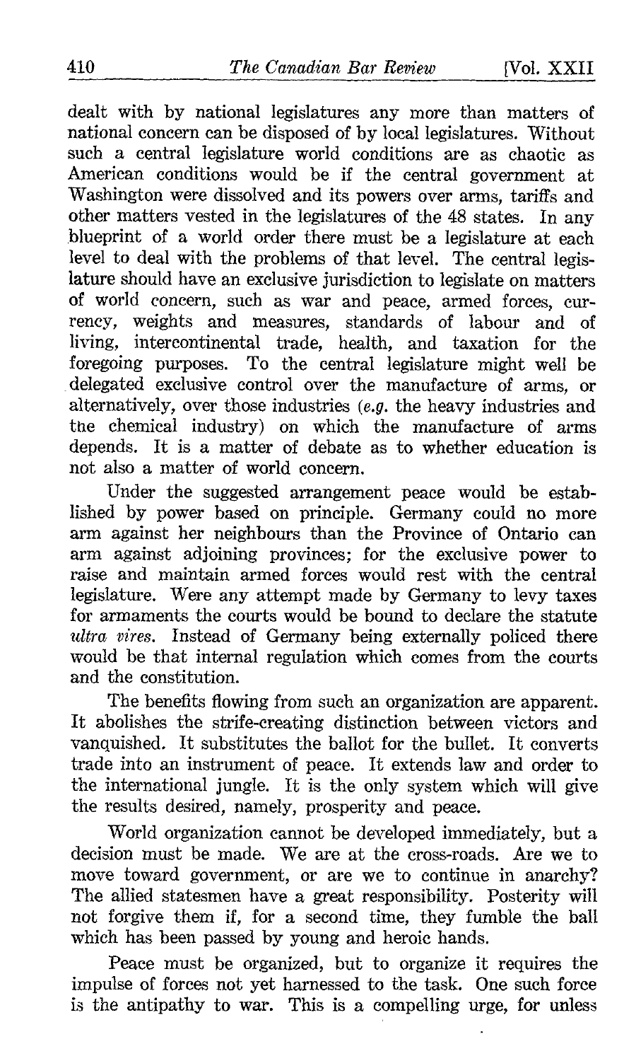dealt with by national legislatures any more than matters of national concern can be disposed of by local legislatures. Without such a central legislature world conditions are as chaotic as American conditions would be if the central government at Washington were dissolved and its powers over arms, tariffs and other matters vested in the legislatures of the 48 states. In any blueprint of a world order there must be a legislature at each level to deal with the problems of that level. The central legislature should have an exclusive jurisdiction to legislate on matters of world concern, such as war and peace, armed forces, currency, weights and measures, standards of labour and of living, intercontinental trade, health, and taxation for the foregoing purposes. To the central legislature might well be delegated exclusive control over the manufacture of arms, or alternatively, over those industries (*e.g.* the heavy industries and the chemical industry) on which the manufacture of arms depends. It is a matter of debate as to whether education is not also a matter of world concern.

Under the suggested arrangement peace would be established by power based on principle. Germany could no more arm against her neighbours than the Province of Ontario can arm against adjoining provinces; for the exclusive power to raise and maintain armed forces would rest with the central legislature. Were any attempt made by Germany to levy taxes for armaments the courts would be bound to declare the statute *ultra vires*. Instead of Germany being externally policed there would be that internal regulation which comes from the courts and the constitution.

The benefits flowing from such an organization are apparent. It abolishes the strife-creating distinction between victors and vanquished. It substitutes the ballot for the bullet. It converts trade into an instrument of peace. It extends law and order to the international jungle. It is the only system which will give the results desired, namely, prosperity and peace.

World organization cannot be developed immediately, but a decision must be made. We are at the cross-roads. Are we to move toward government, or are we to continue in anarchy? The allied statesmen have a great responsibility. Posterity will not forgive them if, for a second time, they fumble the ball which has been passed by young and heroic hands.

Peace must be organized, but to organize it requires the impulse of forces not yet harnessed to the task. One such force is the antipathy to war. This is a compelling urge, for unless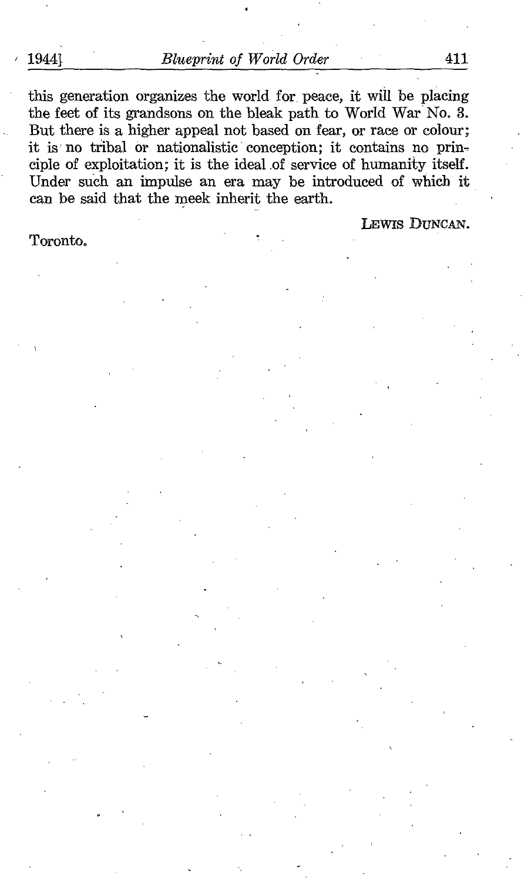this generation organizes the world for peace, it will be placing the feet of its grandsons on the bleak path to World War No. 3. But there is a higher appeal not based on fear, or race or colour; it is no tribal or nationalistic conception; it contains no principle of exploitation; it is the ideal of service of humanity itself. Under such an impulse an era may be introduced of which it can be said that the meek inherit the earth.

LEWIS DUNCAN.

Toronto.